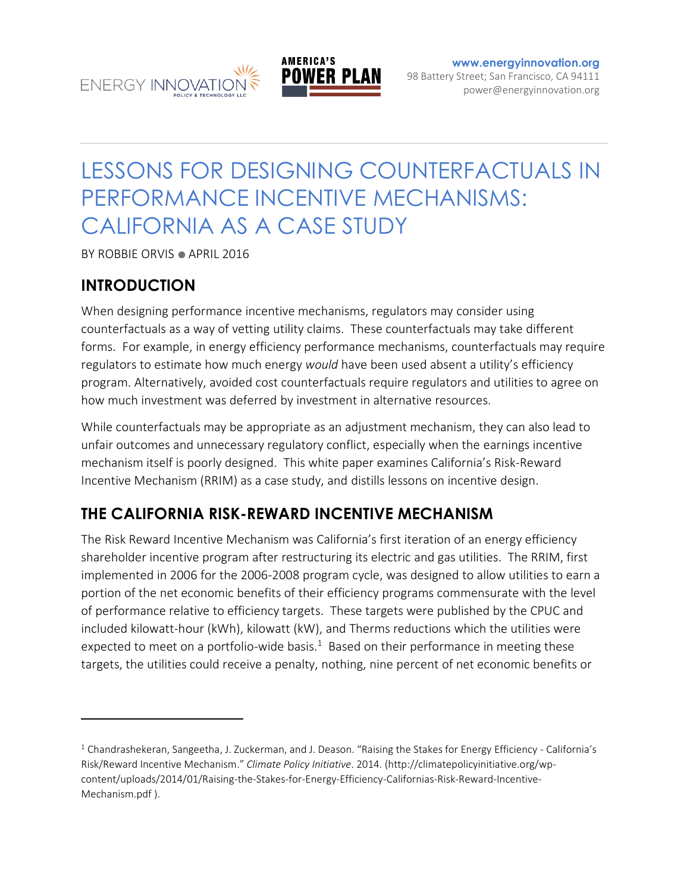ENERGY INNOVATION POLICY & TECHNOLOGY LLC

AMERICA'S POWER PLAN

www.energyinnovation.org
98 Battery Street; San Francisco, CA 94111
power@energyinnovation.org

# LESSONS FOR DESIGNING COUNTERFACTUALS IN PERFORMANCE INCENTIVE MECHANISMS: CALIFORNIA AS A CASE STUDY

BY ROBBIE ORVIS ● APRIL 2016

## INTRODUCTION

When designing performance incentive mechanisms, regulators may consider using counterfactuals as a way of vetting utility claims. These counterfactuals may take different forms. For example, in energy efficiency performance mechanisms, counterfactuals may require regulators to estimate how much energy *would* have been used absent a utility's efficiency program. Alternatively, avoided cost counterfactuals require regulators and utilities to agree on how much investment was deferred by investment in alternative resources.

While counterfactuals may be appropriate as an adjustment mechanism, they can also lead to unfair outcomes and unnecessary regulatory conflict, especially when the earnings incentive mechanism itself is poorly designed. This white paper examines California's Risk-Reward Incentive Mechanism (RRIM) as a case study, and distills lessons on incentive design.

## THE CALIFORNIA RISK-REWARD INCENTIVE MECHANISM

The Risk Reward Incentive Mechanism was California's first iteration of an energy efficiency shareholder incentive program after restructuring its electric and gas utilities. The RRIM, first implemented in 2006 for the 2006-2008 program cycle, was designed to allow utilities to earn a portion of the net economic benefits of their efficiency programs commensurate with the level of performance relative to efficiency targets. These targets were published by the CPUC and included kilowatt-hour (kWh), kilowatt (kW), and Therms reductions which the utilities were expected to meet on a portfolio-wide basis.[1] Based on their performance in meeting these targets, the utilities could receive a penalty, nothing, nine percent of net economic benefits or

---

[1] Chandrashekeran, Sangeetha, J. Zuckerman, and J. Deason. "Raising the Stakes for Energy Efficiency - California's Risk/Reward Incentive Mechanism." *Climate Policy Initiative*. 2014. (http://climatepolicyinitiative.org/wp-content/uploads/2014/01/Raising-the-Stakes-for-Energy-Efficiency-Californias-Risk-Reward-Incentive-Mechanism.pdf ).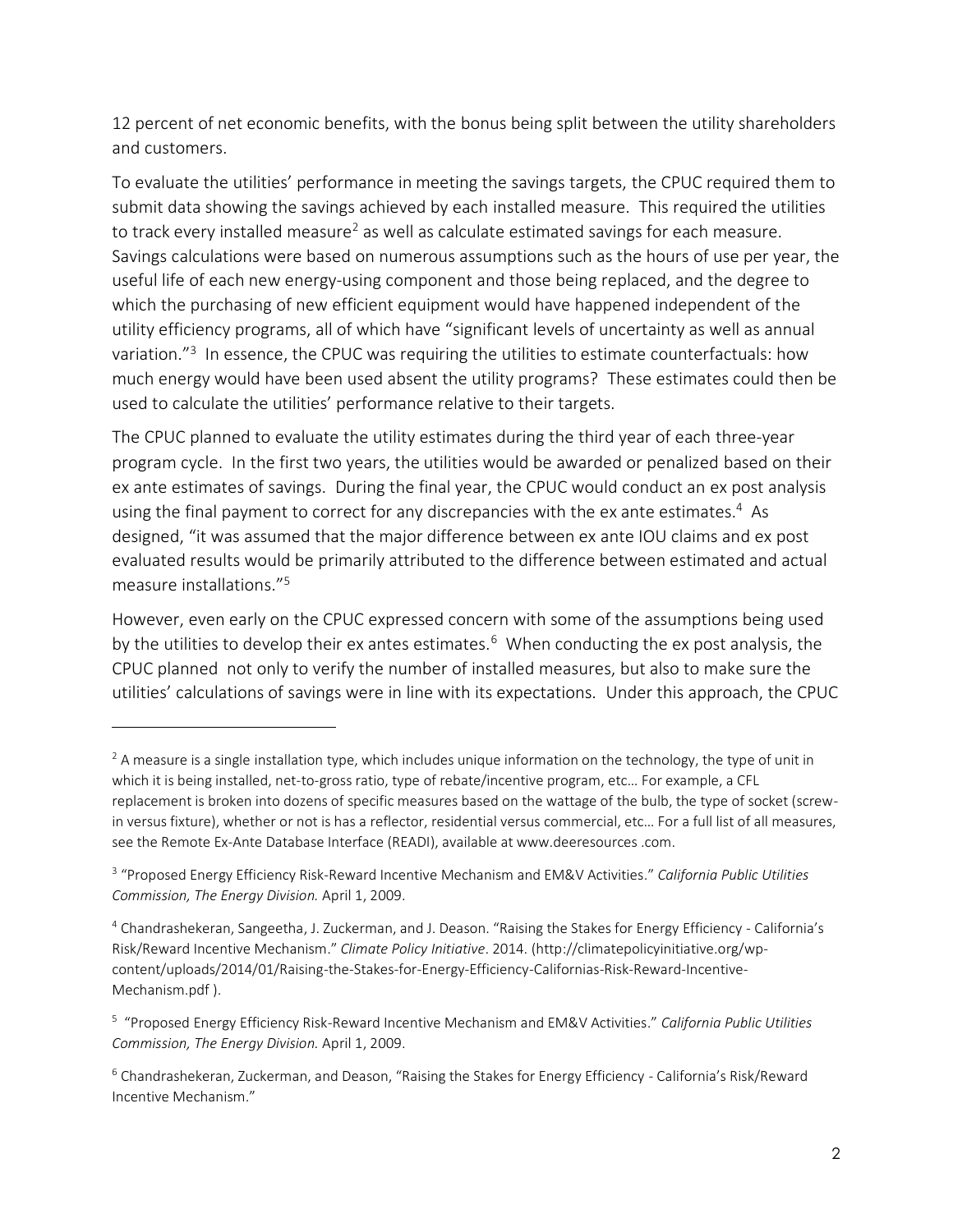12 percent of net economic benefits, with the bonus being split between the utility shareholders and customers.

To evaluate the utilities' performance in meeting the savings targets, the CPUC required them to submit data showing the savings achieved by each installed measure. This required the utilities to track every installed measure[2] as well as calculate estimated savings for each measure. Savings calculations were based on numerous assumptions such as the hours of use per year, the useful life of each new energy-using component and those being replaced, and the degree to which the purchasing of new efficient equipment would have happened independent of the utility efficiency programs, all of which have "significant levels of uncertainty as well as annual variation."[3] In essence, the CPUC was requiring the utilities to estimate counterfactuals: how much energy would have been used absent the utility programs? These estimates could then be used to calculate the utilities' performance relative to their targets.

The CPUC planned to evaluate the utility estimates during the third year of each three-year program cycle. In the first two years, the utilities would be awarded or penalized based on their ex ante estimates of savings. During the final year, the CPUC would conduct an ex post analysis using the final payment to correct for any discrepancies with the ex ante estimates.[4] As designed, "it was assumed that the major difference between ex ante IOU claims and ex post evaluated results would be primarily attributed to the difference between estimated and actual measure installations."[5]

However, even early on the CPUC expressed concern with some of the assumptions being used by the utilities to develop their ex antes estimates.[6] When conducting the ex post analysis, the CPUC planned not only to verify the number of installed measures, but also to make sure the utilities' calculations of savings were in line with its expectations. Under this approach, the CPUC

---

[2] A measure is a single installation type, which includes unique information on the technology, the type of unit in which it is being installed, net-to-gross ratio, type of rebate/incentive program, etc… For example, a CFL replacement is broken into dozens of specific measures based on the wattage of the bulb, the type of socket (screw-in versus fixture), whether or not is has a reflector, residential versus commercial, etc… For a full list of all measures, see the Remote Ex-Ante Database Interface (READI), available at www.deeresources .com.

[3] "Proposed Energy Efficiency Risk-Reward Incentive Mechanism and EM&V Activities." *California Public Utilities Commission, The Energy Division.* April 1, 2009.

[4] Chandrashekeran, Sangeetha, J. Zuckerman, and J. Deason. "Raising the Stakes for Energy Efficiency - California's Risk/Reward Incentive Mechanism." *Climate Policy Initiative*. 2014. (http://climatepolicyinitiative.org/wp-content/uploads/2014/01/Raising-the-Stakes-for-Energy-Efficiency-Californias-Risk-Reward-Incentive-Mechanism.pdf ).

[5] "Proposed Energy Efficiency Risk-Reward Incentive Mechanism and EM&V Activities." *California Public Utilities Commission, The Energy Division.* April 1, 2009.

[6] Chandrashekeran, Zuckerman, and Deason, "Raising the Stakes for Energy Efficiency - California's Risk/Reward Incentive Mechanism."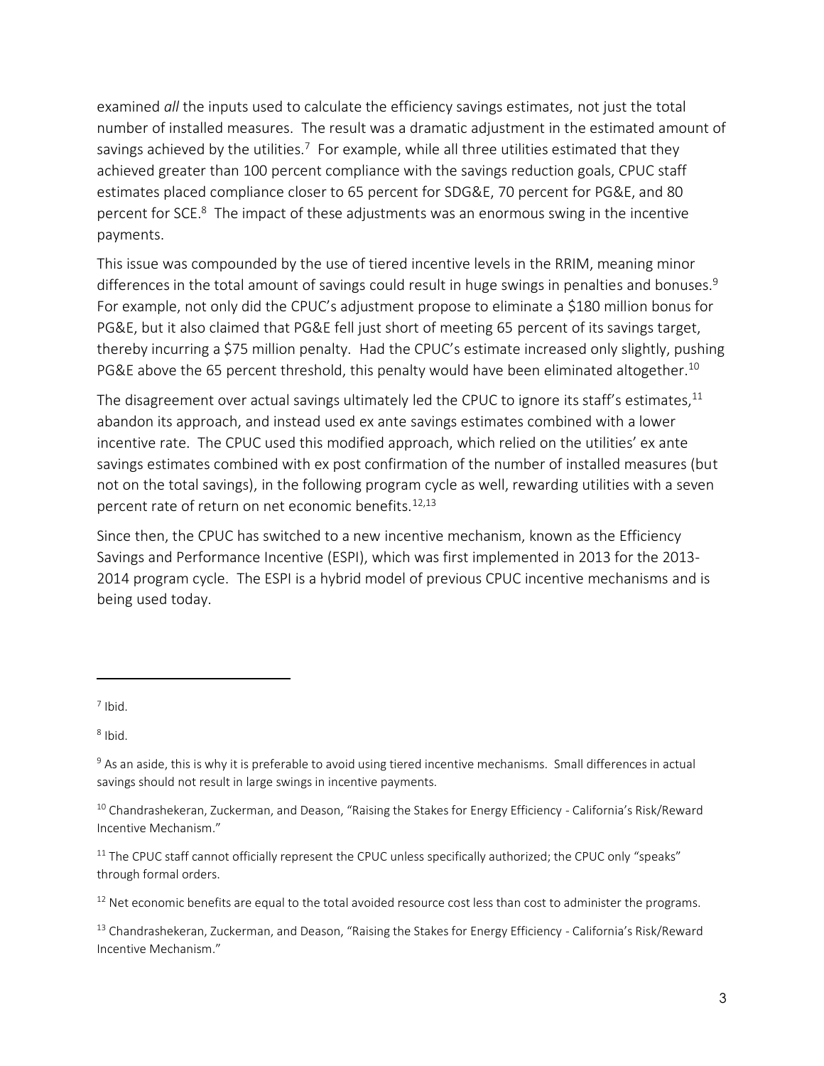examined *all* the inputs used to calculate the efficiency savings estimates, not just the total number of installed measures. The result was a dramatic adjustment in the estimated amount of savings achieved by the utilities.[7] For example, while all three utilities estimated that they achieved greater than 100 percent compliance with the savings reduction goals, CPUC staff estimates placed compliance closer to 65 percent for SDG&E, 70 percent for PG&E, and 80 percent for SCE.[8] The impact of these adjustments was an enormous swing in the incentive payments.

This issue was compounded by the use of tiered incentive levels in the RRIM, meaning minor differences in the total amount of savings could result in huge swings in penalties and bonuses.[9] For example, not only did the CPUC's adjustment propose to eliminate a $180 million bonus for PG&E, but it also claimed that PG&E fell just short of meeting 65 percent of its savings target, thereby incurring a $75 million penalty. Had the CPUC's estimate increased only slightly, pushing PG&E above the 65 percent threshold, this penalty would have been eliminated altogether.[10]

The disagreement over actual savings ultimately led the CPUC to ignore its staff's estimates,[11] abandon its approach, and instead used ex ante savings estimates combined with a lower incentive rate. The CPUC used this modified approach, which relied on the utilities' ex ante savings estimates combined with ex post confirmation of the number of installed measures (but not on the total savings), in the following program cycle as well, rewarding utilities with a seven percent rate of return on net economic benefits.[12,13]

Since then, the CPUC has switched to a new incentive mechanism, known as the Efficiency Savings and Performance Incentive (ESPI), which was first implemented in 2013 for the 2013-2014 program cycle. The ESPI is a hybrid model of previous CPUC incentive mechanisms and is being used today.

---

[7] Ibid.

[8] Ibid.

[9] As an aside, this is why it is preferable to avoid using tiered incentive mechanisms. Small differences in actual savings should not result in large swings in incentive payments.

[10] Chandrashekeran, Zuckerman, and Deason, "Raising the Stakes for Energy Efficiency - California's Risk/Reward Incentive Mechanism."

[11] The CPUC staff cannot officially represent the CPUC unless specifically authorized; the CPUC only "speaks" through formal orders.

[12] Net economic benefits are equal to the total avoided resource cost less than cost to administer the programs.

[13] Chandrashekeran, Zuckerman, and Deason, "Raising the Stakes for Energy Efficiency - California's Risk/Reward Incentive Mechanism."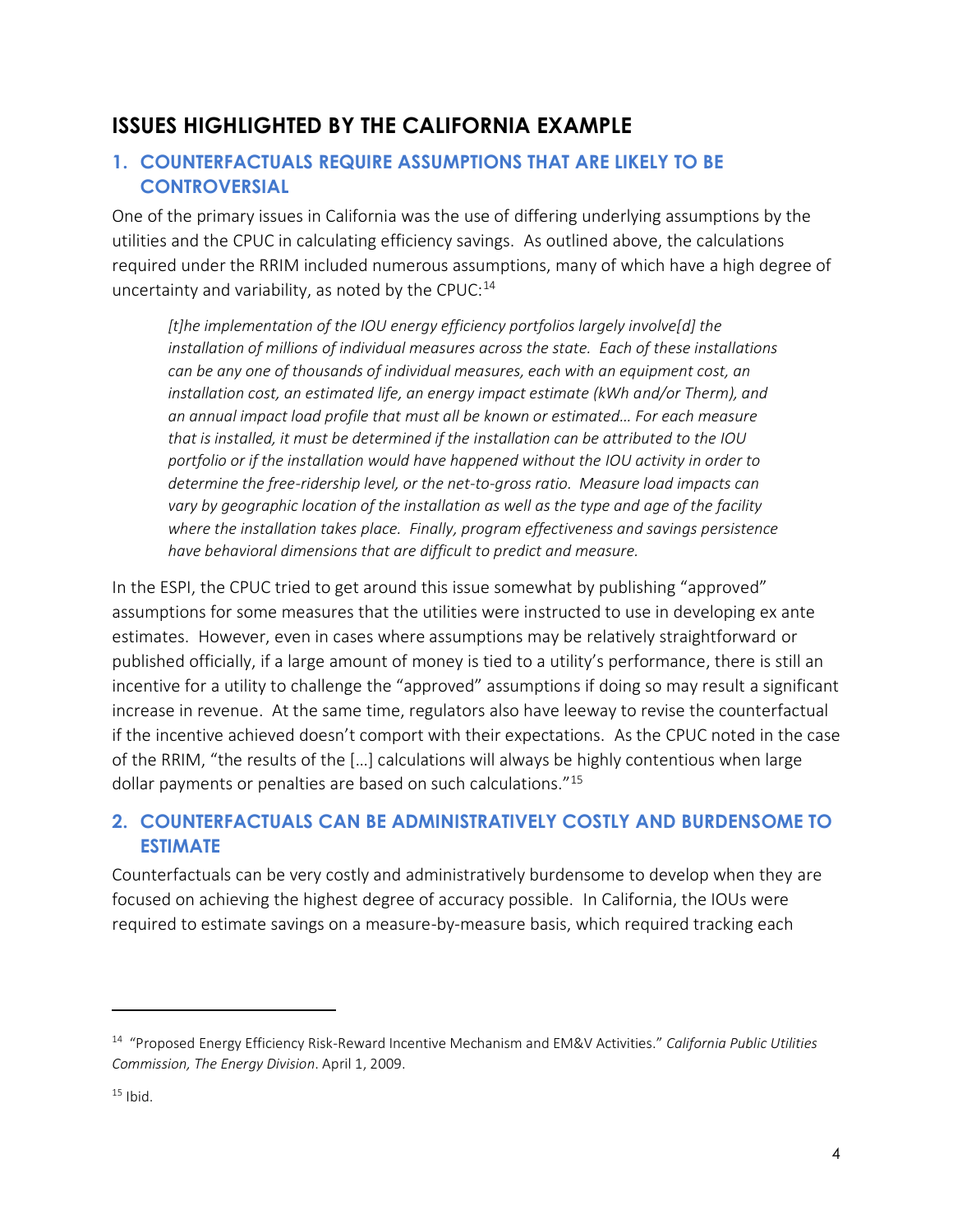## ISSUES HIGHLIGHTED BY THE CALIFORNIA EXAMPLE

### 1. COUNTERFACTUALS REQUIRE ASSUMPTIONS THAT ARE LIKELY TO BE CONTROVERSIAL

One of the primary issues in California was the use of differing underlying assumptions by the utilities and the CPUC in calculating efficiency savings. As outlined above, the calculations required under the RRIM included numerous assumptions, many of which have a high degree of uncertainty and variability, as noted by the CPUC:[14]

> *[t]he implementation of the IOU energy efficiency portfolios largely involve[d] the installation of millions of individual measures across the state. Each of these installations can be any one of thousands of individual measures, each with an equipment cost, an installation cost, an estimated life, an energy impact estimate (kWh and/or Therm), and an annual impact load profile that must all be known or estimated… For each measure that is installed, it must be determined if the installation can be attributed to the IOU portfolio or if the installation would have happened without the IOU activity in order to determine the free-ridership level, or the net-to-gross ratio. Measure load impacts can vary by geographic location of the installation as well as the type and age of the facility where the installation takes place. Finally, program effectiveness and savings persistence have behavioral dimensions that are difficult to predict and measure.*

In the ESPI, the CPUC tried to get around this issue somewhat by publishing "approved" assumptions for some measures that the utilities were instructed to use in developing ex ante estimates. However, even in cases where assumptions may be relatively straightforward or published officially, if a large amount of money is tied to a utility's performance, there is still an incentive for a utility to challenge the "approved" assumptions if doing so may result a significant increase in revenue. At the same time, regulators also have leeway to revise the counterfactual if the incentive achieved doesn't comport with their expectations. As the CPUC noted in the case of the RRIM, "the results of the […] calculations will always be highly contentious when large dollar payments or penalties are based on such calculations."[15]

### 2. COUNTERFACTUALS CAN BE ADMINISTRATIVELY COSTLY AND BURDENSOME TO ESTIMATE

Counterfactuals can be very costly and administratively burdensome to develop when they are focused on achieving the highest degree of accuracy possible. In California, the IOUs were required to estimate savings on a measure-by-measure basis, which required tracking each

---

[14] "Proposed Energy Efficiency Risk-Reward Incentive Mechanism and EM&V Activities." *California Public Utilities Commission, The Energy Division*. April 1, 2009.

[15] Ibid.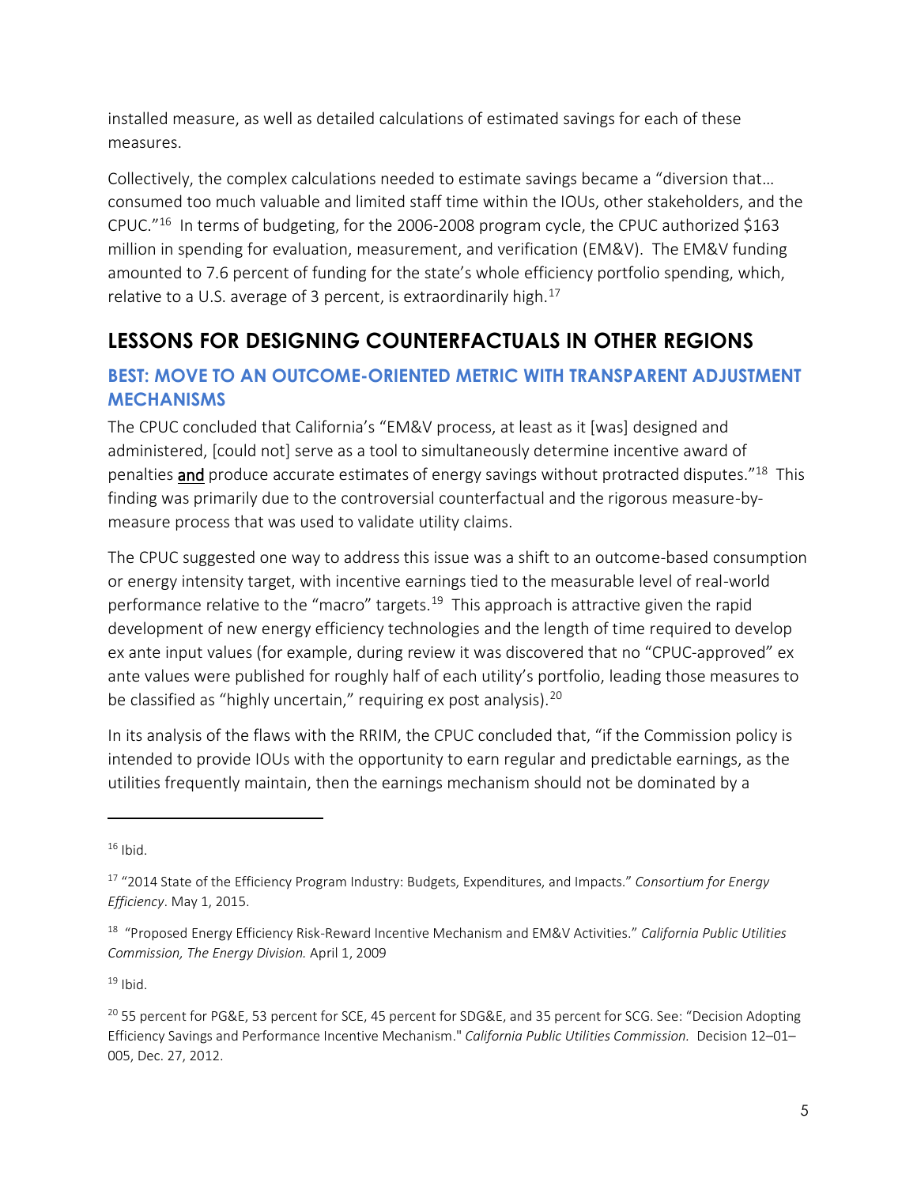installed measure, as well as detailed calculations of estimated savings for each of these measures.

Collectively, the complex calculations needed to estimate savings became a "diversion that… consumed too much valuable and limited staff time within the IOUs, other stakeholders, and the CPUC."[16] In terms of budgeting, for the 2006-2008 program cycle, the CPUC authorized $163 million in spending for evaluation, measurement, and verification (EM&V). The EM&V funding amounted to 7.6 percent of funding for the state's whole efficiency portfolio spending, which, relative to a U.S. average of 3 percent, is extraordinarily high.[17]

## LESSONS FOR DESIGNING COUNTERFACTUALS IN OTHER REGIONS

### BEST: MOVE TO AN OUTCOME-ORIENTED METRIC WITH TRANSPARENT ADJUSTMENT MECHANISMS

The CPUC concluded that California's "EM&V process, at least as it [was] designed and administered, [could not] serve as a tool to simultaneously determine incentive award of penalties **and** produce accurate estimates of energy savings without protracted disputes."[18] This finding was primarily due to the controversial counterfactual and the rigorous measure-by-measure process that was used to validate utility claims.

The CPUC suggested one way to address this issue was a shift to an outcome-based consumption or energy intensity target, with incentive earnings tied to the measurable level of real-world performance relative to the "macro" targets.[19] This approach is attractive given the rapid development of new energy efficiency technologies and the length of time required to develop ex ante input values (for example, during review it was discovered that no "CPUC-approved" ex ante values were published for roughly half of each utility's portfolio, leading those measures to be classified as "highly uncertain," requiring ex post analysis).[20]

In its analysis of the flaws with the RRIM, the CPUC concluded that, "if the Commission policy is intended to provide IOUs with the opportunity to earn regular and predictable earnings, as the utilities frequently maintain, then the earnings mechanism should not be dominated by a

---

[16] Ibid.

[17] "2014 State of the Efficiency Program Industry: Budgets, Expenditures, and Impacts." *Consortium for Energy Efficiency*. May 1, 2015.

[18] "Proposed Energy Efficiency Risk-Reward Incentive Mechanism and EM&V Activities." *California Public Utilities Commission, The Energy Division.* April 1, 2009

[19] Ibid.

[20] 55 percent for PG&E, 53 percent for SCE, 45 percent for SDG&E, and 35 percent for SCG. See: "Decision Adopting Efficiency Savings and Performance Incentive Mechanism." *California Public Utilities Commission.* Decision 12–01–005, Dec. 27, 2012.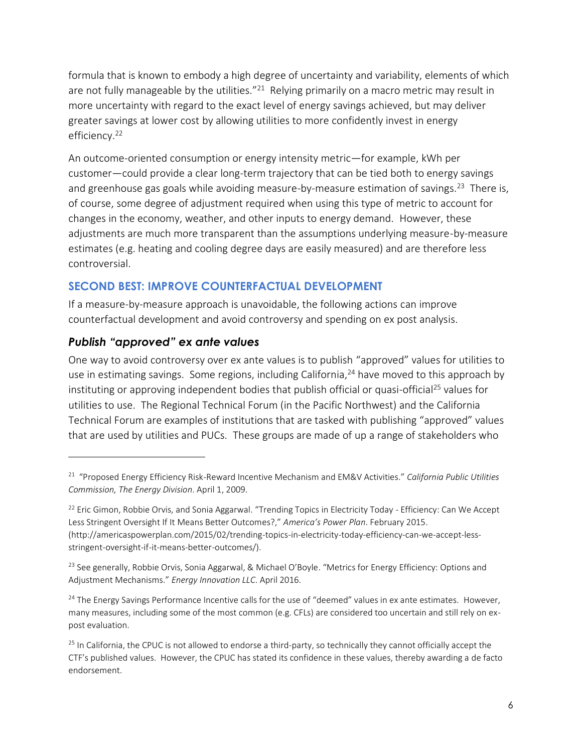formula that is known to embody a high degree of uncertainty and variability, elements of which are not fully manageable by the utilities."[21] Relying primarily on a macro metric may result in more uncertainty with regard to the exact level of energy savings achieved, but may deliver greater savings at lower cost by allowing utilities to more confidently invest in energy efficiency.[22]

An outcome-oriented consumption or energy intensity metric—for example, kWh per customer—could provide a clear long-term trajectory that can be tied both to energy savings and greenhouse gas goals while avoiding measure-by-measure estimation of savings.[23] There is, of course, some degree of adjustment required when using this type of metric to account for changes in the economy, weather, and other inputs to energy demand. However, these adjustments are much more transparent than the assumptions underlying measure-by-measure estimates (e.g. heating and cooling degree days are easily measured) and are therefore less controversial.

## SECOND BEST: IMPROVE COUNTERFACTUAL DEVELOPMENT

If a measure-by-measure approach is unavoidable, the following actions can improve counterfactual development and avoid controversy and spending on ex post analysis.

### *Publish "approved" ex ante values*

One way to avoid controversy over ex ante values is to publish "approved" values for utilities to use in estimating savings. Some regions, including California,[24] have moved to this approach by instituting or approving independent bodies that publish official or quasi-official[25] values for utilities to use. The Regional Technical Forum (in the Pacific Northwest) and the California Technical Forum are examples of institutions that are tasked with publishing "approved" values that are used by utilities and PUCs. These groups are made of up a range of stakeholders who

---

[21] "Proposed Energy Efficiency Risk-Reward Incentive Mechanism and EM&V Activities." *California Public Utilities Commission, The Energy Division*. April 1, 2009.

[22] Eric Gimon, Robbie Orvis, and Sonia Aggarwal. "Trending Topics in Electricity Today - Efficiency: Can We Accept Less Stringent Oversight If It Means Better Outcomes?," *America's Power Plan*. February 2015. (http://americaspowerplan.com/2015/02/trending-topics-in-electricity-today-efficiency-can-we-accept-less-stringent-oversight-if-it-means-better-outcomes/).

[23] See generally, Robbie Orvis, Sonia Aggarwal, & Michael O'Boyle. "Metrics for Energy Efficiency: Options and Adjustment Mechanisms." *Energy Innovation LLC*. April 2016.

[24] The Energy Savings Performance Incentive calls for the use of "deemed" values in ex ante estimates. However, many measures, including some of the most common (e.g. CFLs) are considered too uncertain and still rely on ex-post evaluation.

[25] In California, the CPUC is not allowed to endorse a third-party, so technically they cannot officially accept the CTF's published values. However, the CPUC has stated its confidence in these values, thereby awarding a de facto endorsement.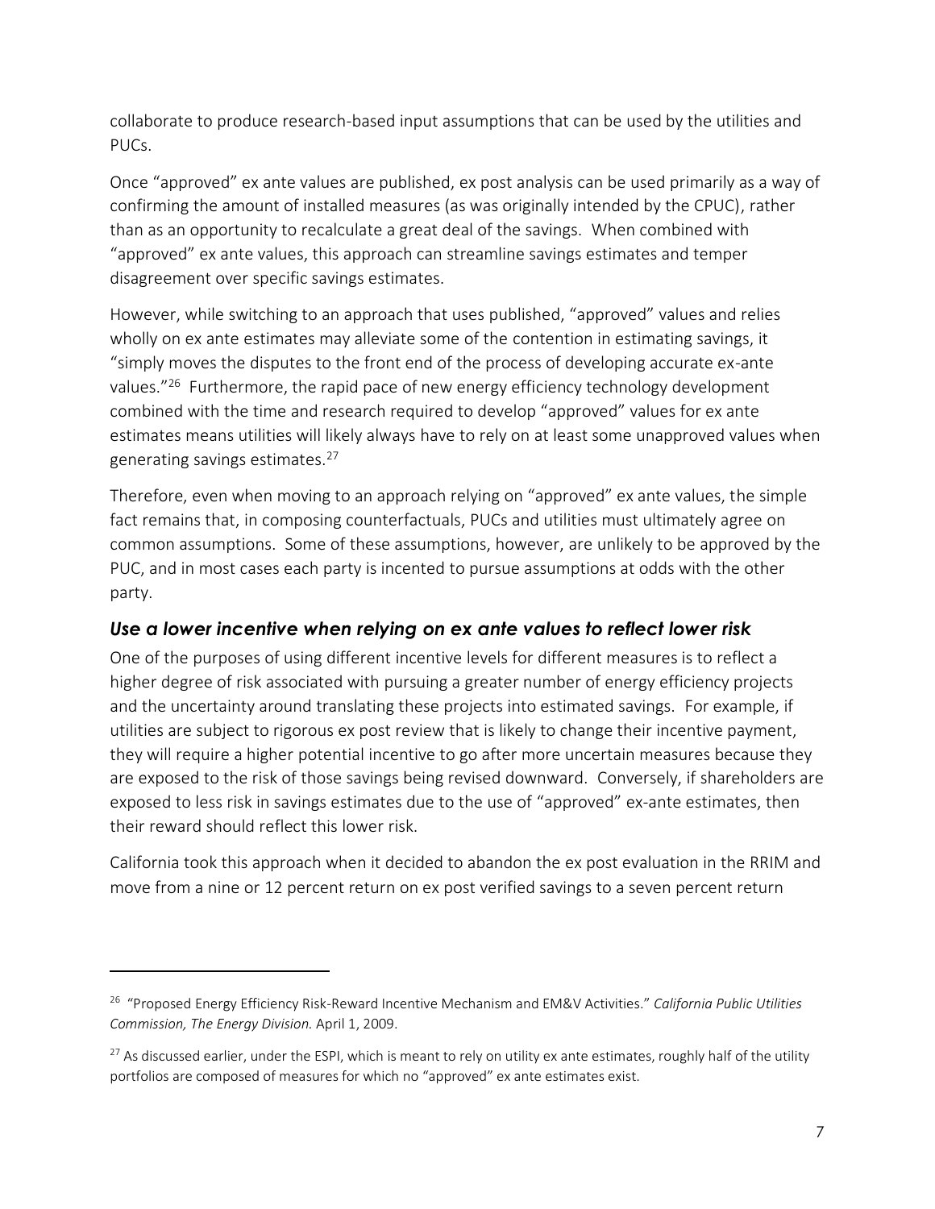collaborate to produce research-based input assumptions that can be used by the utilities and PUCs.

Once "approved" ex ante values are published, ex post analysis can be used primarily as a way of confirming the amount of installed measures (as was originally intended by the CPUC), rather than as an opportunity to recalculate a great deal of the savings. When combined with "approved" ex ante values, this approach can streamline savings estimates and temper disagreement over specific savings estimates.

However, while switching to an approach that uses published, "approved" values and relies wholly on ex ante estimates may alleviate some of the contention in estimating savings, it "simply moves the disputes to the front end of the process of developing accurate ex-ante values."[26] Furthermore, the rapid pace of new energy efficiency technology development combined with the time and research required to develop "approved" values for ex ante estimates means utilities will likely always have to rely on at least some unapproved values when generating savings estimates.[27]

Therefore, even when moving to an approach relying on "approved" ex ante values, the simple fact remains that, in composing counterfactuals, PUCs and utilities must ultimately agree on common assumptions. Some of these assumptions, however, are unlikely to be approved by the PUC, and in most cases each party is incented to pursue assumptions at odds with the other party.

### *Use a lower incentive when relying on ex ante values to reflect lower risk*

One of the purposes of using different incentive levels for different measures is to reflect a higher degree of risk associated with pursuing a greater number of energy efficiency projects and the uncertainty around translating these projects into estimated savings. For example, if utilities are subject to rigorous ex post review that is likely to change their incentive payment, they will require a higher potential incentive to go after more uncertain measures because they are exposed to the risk of those savings being revised downward. Conversely, if shareholders are exposed to less risk in savings estimates due to the use of "approved" ex-ante estimates, then their reward should reflect this lower risk.

California took this approach when it decided to abandon the ex post evaluation in the RRIM and move from a nine or 12 percent return on ex post verified savings to a seven percent return

---

[26] "Proposed Energy Efficiency Risk-Reward Incentive Mechanism and EM&V Activities." *California Public Utilities Commission, The Energy Division.* April 1, 2009.

[27] As discussed earlier, under the ESPI, which is meant to rely on utility ex ante estimates, roughly half of the utility portfolios are composed of measures for which no "approved" ex ante estimates exist.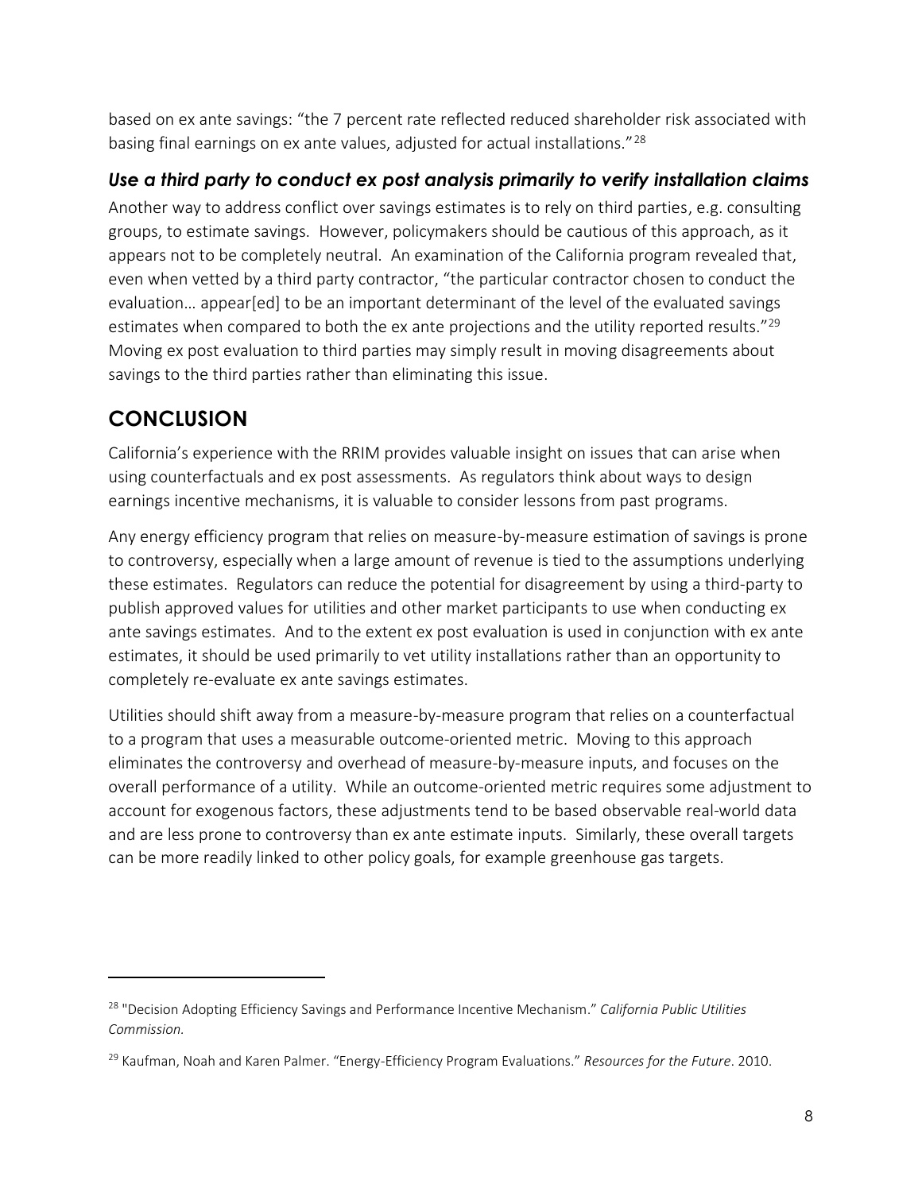based on ex ante savings: "the 7 percent rate reflected reduced shareholder risk associated with basing final earnings on ex ante values, adjusted for actual installations."[28]

### *Use a third party to conduct ex post analysis primarily to verify installation claims*

Another way to address conflict over savings estimates is to rely on third parties, e.g. consulting groups, to estimate savings. However, policymakers should be cautious of this approach, as it appears not to be completely neutral. An examination of the California program revealed that, even when vetted by a third party contractor, "the particular contractor chosen to conduct the evaluation… appear[ed] to be an important determinant of the level of the evaluated savings estimates when compared to both the ex ante projections and the utility reported results."[29] Moving ex post evaluation to third parties may simply result in moving disagreements about savings to the third parties rather than eliminating this issue.

## CONCLUSION

California's experience with the RRIM provides valuable insight on issues that can arise when using counterfactuals and ex post assessments. As regulators think about ways to design earnings incentive mechanisms, it is valuable to consider lessons from past programs.

Any energy efficiency program that relies on measure-by-measure estimation of savings is prone to controversy, especially when a large amount of revenue is tied to the assumptions underlying these estimates. Regulators can reduce the potential for disagreement by using a third-party to publish approved values for utilities and other market participants to use when conducting ex ante savings estimates. And to the extent ex post evaluation is used in conjunction with ex ante estimates, it should be used primarily to vet utility installations rather than an opportunity to completely re-evaluate ex ante savings estimates.

Utilities should shift away from a measure-by-measure program that relies on a counterfactual to a program that uses a measurable outcome-oriented metric. Moving to this approach eliminates the controversy and overhead of measure-by-measure inputs, and focuses on the overall performance of a utility. While an outcome-oriented metric requires some adjustment to account for exogenous factors, these adjustments tend to be based observable real-world data and are less prone to controversy than ex ante estimate inputs. Similarly, these overall targets can be more readily linked to other policy goals, for example greenhouse gas targets.

---

[28] "Decision Adopting Efficiency Savings and Performance Incentive Mechanism." *California Public Utilities Commission.*

[29] Kaufman, Noah and Karen Palmer. "Energy-Efficiency Program Evaluations." *Resources for the Future*. 2010.